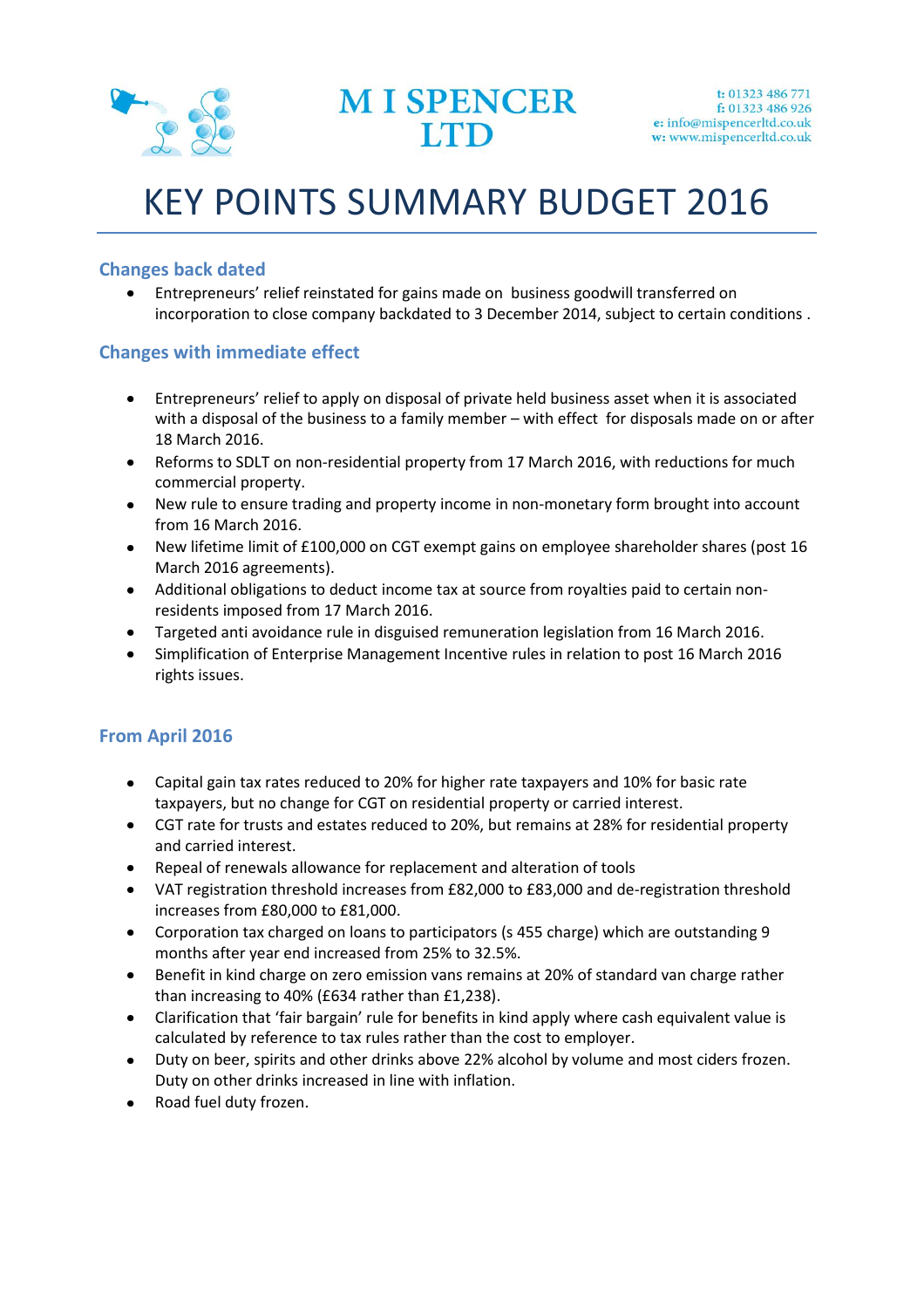# M I SPENCER LTD

t: 01323 486 771
f: 01323 486 926
e: info@mispencerltd.co.uk
w: www.mispencerltd.co.uk

# KEY POINTS SUMMARY BUDGET 2016

## Changes back dated

- Entrepreneurs' relief reinstated for gains made on business goodwill transferred on incorporation to close company backdated to 3 December 2014, subject to certain conditions .

## Changes with immediate effect

- Entrepreneurs' relief to apply on disposal of private held business asset when it is associated with a disposal of the business to a family member – with effect for disposals made on or after 18 March 2016.
- Reforms to SDLT on non-residential property from 17 March 2016, with reductions for much commercial property.
- New rule to ensure trading and property income in non-monetary form brought into account from 16 March 2016.
- New lifetime limit of £100,000 on CGT exempt gains on employee shareholder shares (post 16 March 2016 agreements).
- Additional obligations to deduct income tax at source from royalties paid to certain non-residents imposed from 17 March 2016.
- Targeted anti avoidance rule in disguised remuneration legislation from 16 March 2016.
- Simplification of Enterprise Management Incentive rules in relation to post 16 March 2016 rights issues.

## From April 2016

- Capital gain tax rates reduced to 20% for higher rate taxpayers and 10% for basic rate taxpayers, but no change for CGT on residential property or carried interest.
- CGT rate for trusts and estates reduced to 20%, but remains at 28% for residential property and carried interest.
- Repeal of renewals allowance for replacement and alteration of tools
- VAT registration threshold increases from £82,000 to £83,000 and de-registration threshold increases from £80,000 to £81,000.
- Corporation tax charged on loans to participators (s 455 charge) which are outstanding 9 months after year end increased from 25% to 32.5%.
- Benefit in kind charge on zero emission vans remains at 20% of standard van charge rather than increasing to 40% (£634 rather than £1,238).
- Clarification that 'fair bargain' rule for benefits in kind apply where cash equivalent value is calculated by reference to tax rules rather than the cost to employer.
- Duty on beer, spirits and other drinks above 22% alcohol by volume and most ciders frozen. Duty on other drinks increased in line with inflation.
- Road fuel duty frozen.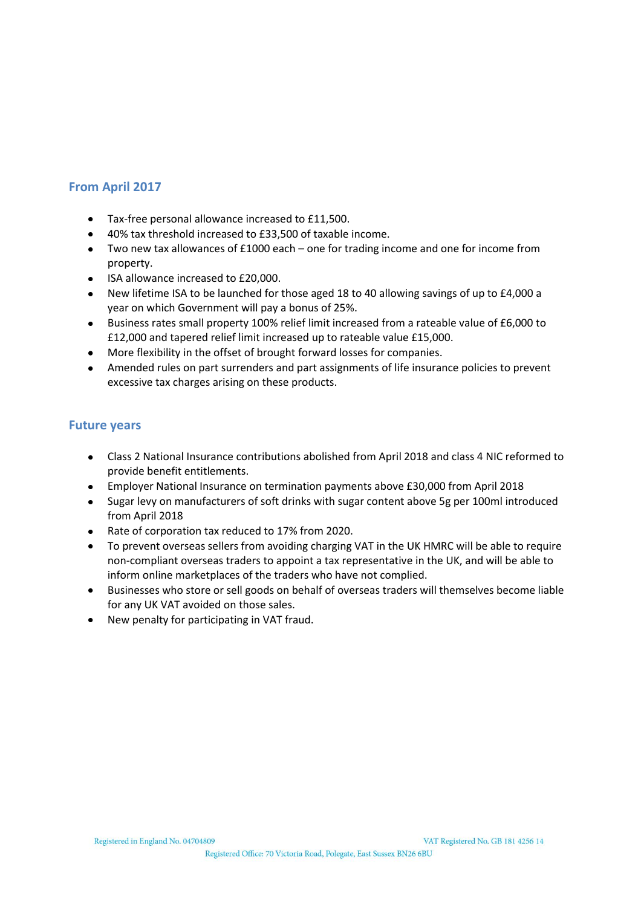## From April 2017

- Tax-free personal allowance increased to £11,500.
- 40% tax threshold increased to £33,500 of taxable income.
- Two new tax allowances of £1000 each – one for trading income and one for income from property.
- ISA allowance increased to £20,000.
- New lifetime ISA to be launched for those aged 18 to 40 allowing savings of up to £4,000 a year on which Government will pay a bonus of 25%.
- Business rates small property 100% relief limit increased from a rateable value of £6,000 to £12,000 and tapered relief limit increased up to rateable value £15,000.
- More flexibility in the offset of brought forward losses for companies.
- Amended rules on part surrenders and part assignments of life insurance policies to prevent excessive tax charges arising on these products.

## Future years

- Class 2 National Insurance contributions abolished from April 2018 and class 4 NIC reformed to provide benefit entitlements.
- Employer National Insurance on termination payments above £30,000 from April 2018
- Sugar levy on manufacturers of soft drinks with sugar content above 5g per 100ml introduced from April 2018
- Rate of corporation tax reduced to 17% from 2020.
- To prevent overseas sellers from avoiding charging VAT in the UK HMRC will be able to require non-compliant overseas traders to appoint a tax representative in the UK, and will be able to inform online marketplaces of the traders who have not complied.
- Businesses who store or sell goods on behalf of overseas traders will themselves become liable for any UK VAT avoided on those sales.
- New penalty for participating in VAT fraud.